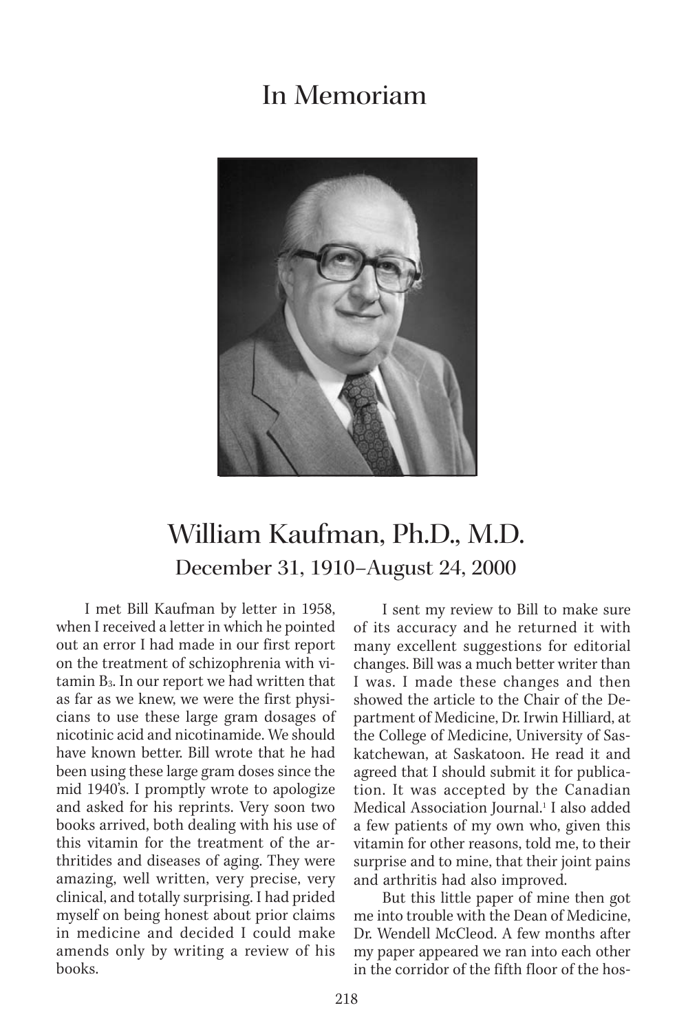# In Memoriam

## William Kaufman, Ph.D., M.D.

### December 31, 1910–August 24, 2000

I met Bill Kaufman by letter in 1958, when I received a letter in which he pointed out an error I had made in our first report on the treatment of schizophrenia with vitamin $B_3$. In our report we had written that as far as we knew, we were the first physicians to use these large gram dosages of nicotinic acid and nicotinamide. We should have known better. Bill wrote that he had been using these large gram doses since the mid 1940's. I promptly wrote to apologize and asked for his reprints. Very soon two books arrived, both dealing with his use of this vitamin for the treatment of the arthritides and diseases of aging. They were amazing, well written, very precise, very clinical, and totally surprising. I had prided myself on being honest about prior claims in medicine and decided I could make amends only by writing a review of his books.

I sent my review to Bill to make sure of its accuracy and he returned it with many excellent suggestions for editorial changes. Bill was a much better writer than I was. I made these changes and then showed the article to the Chair of the Department of Medicine, Dr. Irwin Hilliard, at the College of Medicine, University of Saskatchewan, at Saskatoon. He read it and agreed that I should submit it for publication. It was accepted by the Canadian Medical Association Journal.[1] I also added a few patients of my own who, given this vitamin for other reasons, told me, to their surprise and to mine, that their joint pains and arthritis had also improved.

But this little paper of mine then got me into trouble with the Dean of Medicine, Dr. Wendell McCleod. A few months after my paper appeared we ran into each other in the corridor of the fifth floor of the hos-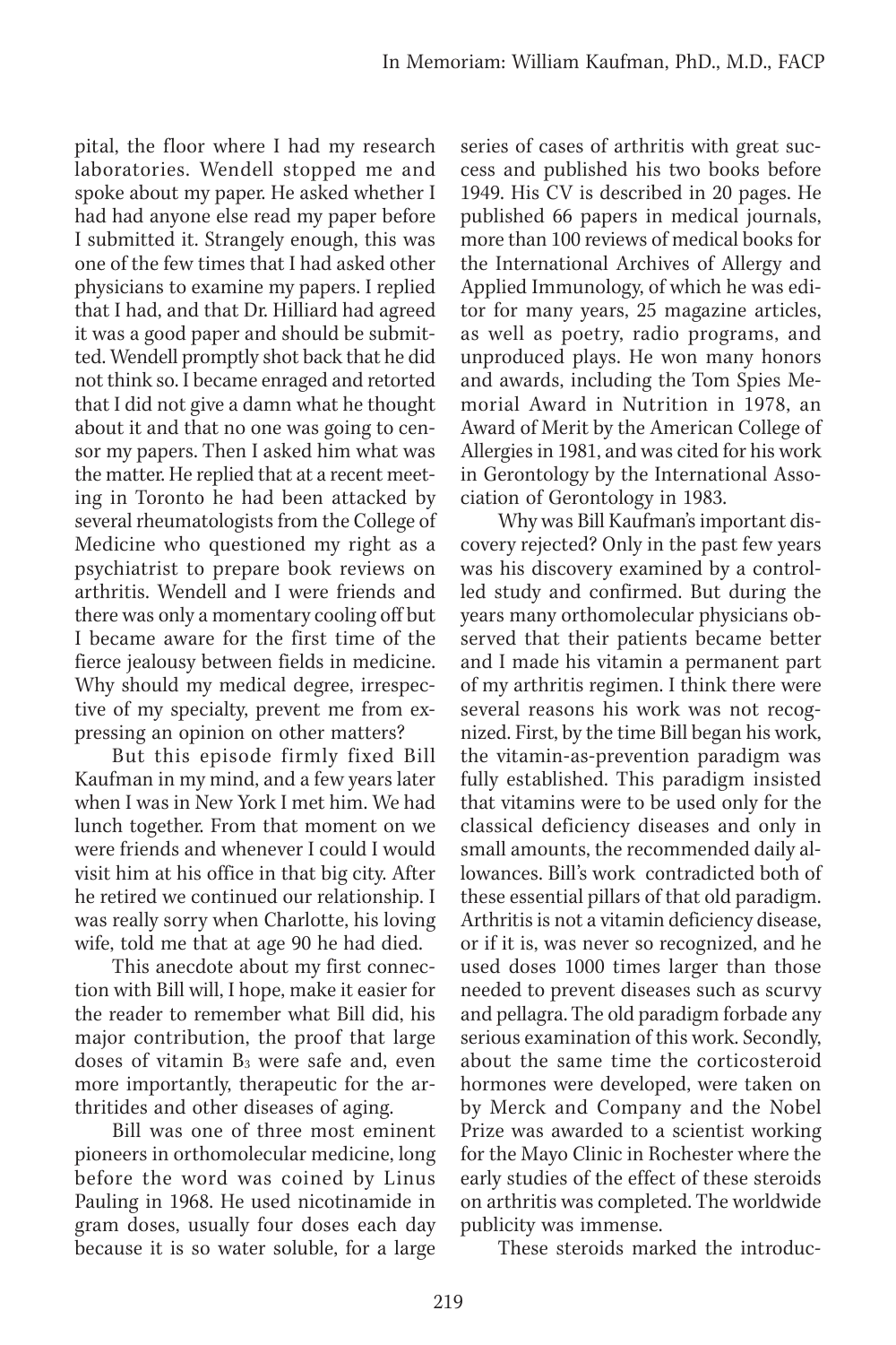pital, the floor where I had my research laboratories. Wendell stopped me and spoke about my paper. He asked whether I had had anyone else read my paper before I submitted it. Strangely enough, this was one of the few times that I had asked other physicians to examine my papers. I replied that I had, and that Dr. Hilliard had agreed it was a good paper and should be submitted. Wendell promptly shot back that he did not think so. I became enraged and retorted that I did not give a damn what he thought about it and that no one was going to censor my papers. Then I asked him what was the matter. He replied that at a recent meeting in Toronto he had been attacked by several rheumatologists from the College of Medicine who questioned my right as a psychiatrist to prepare book reviews on arthritis. Wendell and I were friends and there was only a momentary cooling off but I became aware for the first time of the fierce jealousy between fields in medicine. Why should my medical degree, irrespective of my specialty, prevent me from expressing an opinion on other matters?

But this episode firmly fixed Bill Kaufman in my mind, and a few years later when I was in New York I met him. We had lunch together. From that moment on we were friends and whenever I could I would visit him at his office in that big city. After he retired we continued our relationship. I was really sorry when Charlotte, his loving wife, told me that at age 90 he had died.

This anecdote about my first connection with Bill will, I hope, make it easier for the reader to remember what Bill did, his major contribution, the proof that large doses of vitamin $B_3$ were safe and, even more importantly, therapeutic for the arthritides and other diseases of aging.

Bill was one of three most eminent pioneers in orthomolecular medicine, long before the word was coined by Linus Pauling in 1968. He used nicotinamide in gram doses, usually four doses each day because it is so water soluble, for a large series of cases of arthritis with great success and published his two books before 1949. His CV is described in 20 pages. He published 66 papers in medical journals, more than 100 reviews of medical books for the International Archives of Allergy and Applied Immunology, of which he was editor for many years, 25 magazine articles, as well as poetry, radio programs, and unproduced plays. He won many honors and awards, including the Tom Spies Memorial Award in Nutrition in 1978, an Award of Merit by the American College of Allergies in 1981, and was cited for his work in Gerontology by the International Association of Gerontology in 1983.

Why was Bill Kaufman's important discovery rejected? Only in the past few years was his discovery examined by a controlled study and confirmed. But during the years many orthomolecular physicians observed that their patients became better and I made his vitamin a permanent part of my arthritis regimen. I think there were several reasons his work was not recognized. First, by the time Bill began his work, the vitamin-as-prevention paradigm was fully established. This paradigm insisted that vitamins were to be used only for the classical deficiency diseases and only in small amounts, the recommended daily allowances. Bill's work contradicted both of these essential pillars of that old paradigm. Arthritis is not a vitamin deficiency disease, or if it is, was never so recognized, and he used doses 1000 times larger than those needed to prevent diseases such as scurvy and pellagra. The old paradigm forbade any serious examination of this work. Secondly, about the same time the corticosteroid hormones were developed, were taken on by Merck and Company and the Nobel Prize was awarded to a scientist working for the Mayo Clinic in Rochester where the early studies of the effect of these steroids on arthritis was completed. The worldwide publicity was immense.

These steroids marked the introduc-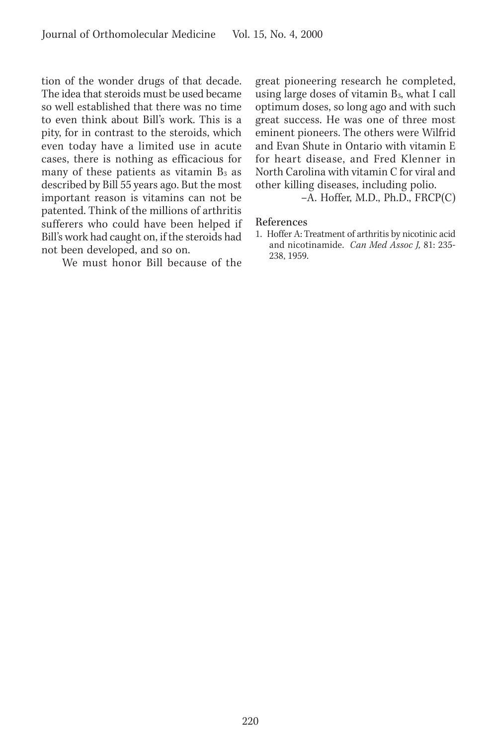tion of the wonder drugs of that decade. The idea that steroids must be used became so well established that there was no time to even think about Bill's work. This is a pity, for in contrast to the steroids, which even today have a limited use in acute cases, there is nothing as efficacious for many of these patients as vitamin $B_3$ as described by Bill 55 years ago. But the most important reason is vitamins can not be patented. Think of the millions of arthritis sufferers who could have been helped if Bill's work had caught on, if the steroids had not been developed, and so on.

We must honor Bill because of the great pioneering research he completed, using large doses of vitamin $B_3$, what I call optimum doses, so long ago and with such great success. He was one of three most eminent pioneers. The others were Wilfrid and Evan Shute in Ontario with vitamin E for heart disease, and Fred Klenner in North Carolina with vitamin C for viral and other killing diseases, including polio.

–A. Hoffer, M.D., Ph.D., FRCP(C)

## References

1. Hoffer A: Treatment of arthritis by nicotinic acid and nicotinamide. *Can Med Assoc J,* 81: 235-238, 1959.